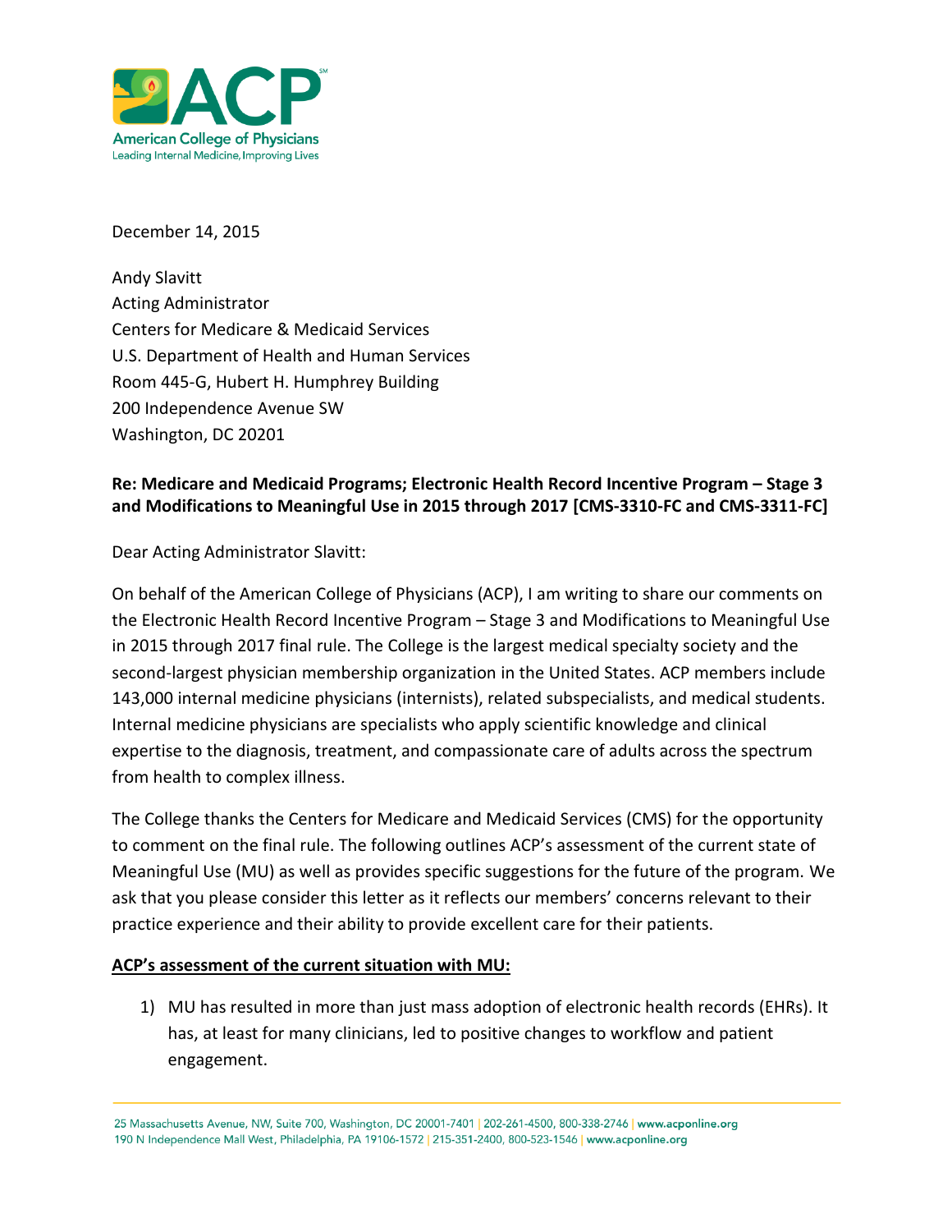American College of Physicians
Leading Internal Medicine, Improving Lives

December 14, 2015

Andy Slavitt
Acting Administrator
Centers for Medicare & Medicaid Services
U.S. Department of Health and Human Services
Room 445-G, Hubert H. Humphrey Building
200 Independence Avenue SW
Washington, DC 20201

**Re: Medicare and Medicaid Programs; Electronic Health Record Incentive Program – Stage 3 and Modifications to Meaningful Use in 2015 through 2017 [CMS-3310-FC and CMS-3311-FC]**

Dear Acting Administrator Slavitt:

On behalf of the American College of Physicians (ACP), I am writing to share our comments on the Electronic Health Record Incentive Program – Stage 3 and Modifications to Meaningful Use in 2015 through 2017 final rule. The College is the largest medical specialty society and the second-largest physician membership organization in the United States. ACP members include 143,000 internal medicine physicians (internists), related subspecialists, and medical students. Internal medicine physicians are specialists who apply scientific knowledge and clinical expertise to the diagnosis, treatment, and compassionate care of adults across the spectrum from health to complex illness.

The College thanks the Centers for Medicare and Medicaid Services (CMS) for the opportunity to comment on the final rule. The following outlines ACP's assessment of the current state of Meaningful Use (MU) as well as provides specific suggestions for the future of the program. We ask that you please consider this letter as it reflects our members' concerns relevant to their practice experience and their ability to provide excellent care for their patients.

**<u>ACP's assessment of the current situation with MU:</u>**

1) MU has resulted in more than just mass adoption of electronic health records (EHRs). It has, at least for many clinicians, led to positive changes to workflow and patient engagement.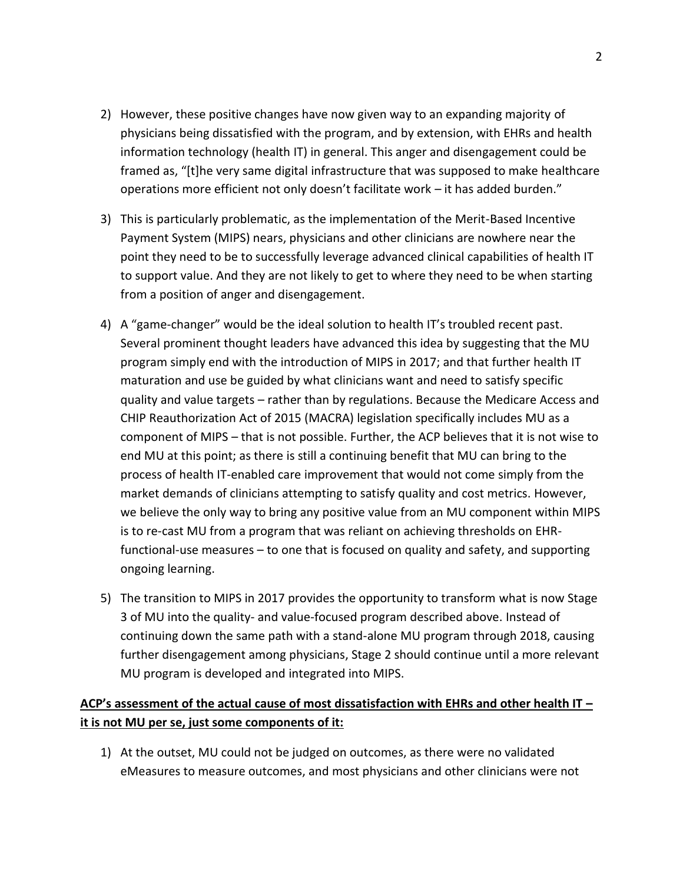2) However, these positive changes have now given way to an expanding majority of physicians being dissatisfied with the program, and by extension, with EHRs and health information technology (health IT) in general. This anger and disengagement could be framed as, "[t]he very same digital infrastructure that was supposed to make healthcare operations more efficient not only doesn't facilitate work – it has added burden."

3) This is particularly problematic, as the implementation of the Merit-Based Incentive Payment System (MIPS) nears, physicians and other clinicians are nowhere near the point they need to be to successfully leverage advanced clinical capabilities of health IT to support value. And they are not likely to get to where they need to be when starting from a position of anger and disengagement.

4) A "game-changer" would be the ideal solution to health IT's troubled recent past. Several prominent thought leaders have advanced this idea by suggesting that the MU program simply end with the introduction of MIPS in 2017; and that further health IT maturation and use be guided by what clinicians want and need to satisfy specific quality and value targets – rather than by regulations. Because the Medicare Access and CHIP Reauthorization Act of 2015 (MACRA) legislation specifically includes MU as a component of MIPS – that is not possible. Further, the ACP believes that it is not wise to end MU at this point; as there is still a continuing benefit that MU can bring to the process of health IT-enabled care improvement that would not come simply from the market demands of clinicians attempting to satisfy quality and cost metrics. However, we believe the only way to bring any positive value from an MU component within MIPS is to re-cast MU from a program that was reliant on achieving thresholds on EHR-functional-use measures – to one that is focused on quality and safety, and supporting ongoing learning.

5) The transition to MIPS in 2017 provides the opportunity to transform what is now Stage 3 of MU into the quality- and value-focused program described above. Instead of continuing down the same path with a stand-alone MU program through 2018, causing further disengagement among physicians, Stage 2 should continue until a more relevant MU program is developed and integrated into MIPS.

**ACP's assessment of the actual cause of most dissatisfaction with EHRs and other health IT – it is not MU per se, just some components of it:**

1) At the outset, MU could not be judged on outcomes, as there were no validated eMeasures to measure outcomes, and most physicians and other clinicians were not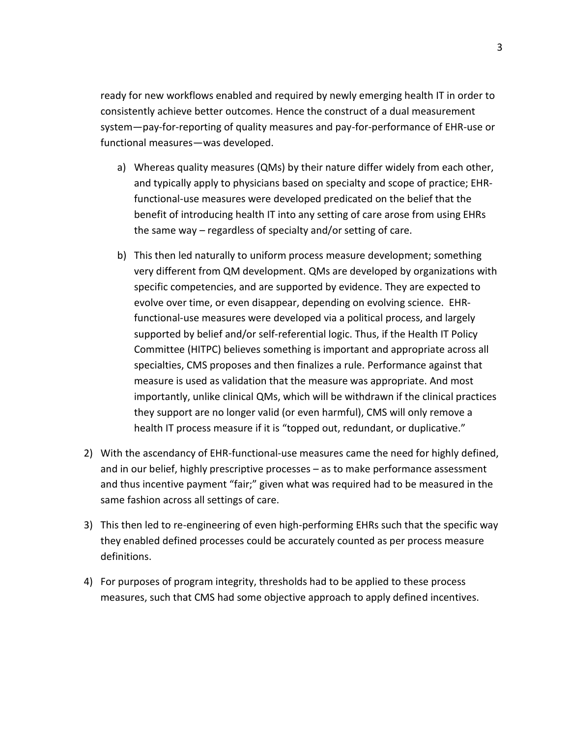ready for new workflows enabled and required by newly emerging health IT in order to consistently achieve better outcomes. Hence the construct of a dual measurement system—pay-for-reporting of quality measures and pay-for-performance of EHR-use or functional measures—was developed.

   a) Whereas quality measures (QMs) by their nature differ widely from each other, and typically apply to physicians based on specialty and scope of practice; EHR-functional-use measures were developed predicated on the belief that the benefit of introducing health IT into any setting of care arose from using EHRs the same way – regardless of specialty and/or setting of care.

   b) This then led naturally to uniform process measure development; something very different from QM development. QMs are developed by organizations with specific competencies, and are supported by evidence. They are expected to evolve over time, or even disappear, depending on evolving science. EHR-functional-use measures were developed via a political process, and largely supported by belief and/or self-referential logic. Thus, if the Health IT Policy Committee (HITPC) believes something is important and appropriate across all specialties, CMS proposes and then finalizes a rule. Performance against that measure is used as validation that the measure was appropriate. And most importantly, unlike clinical QMs, which will be withdrawn if the clinical practices they support are no longer valid (or even harmful), CMS will only remove a health IT process measure if it is "topped out, redundant, or duplicative."

2) With the ascendancy of EHR-functional-use measures came the need for highly defined, and in our belief, highly prescriptive processes – as to make performance assessment and thus incentive payment "fair;" given what was required had to be measured in the same fashion across all settings of care.

3) This then led to re-engineering of even high-performing EHRs such that the specific way they enabled defined processes could be accurately counted as per process measure definitions.

4) For purposes of program integrity, thresholds had to be applied to these process measures, such that CMS had some objective approach to apply defined incentives.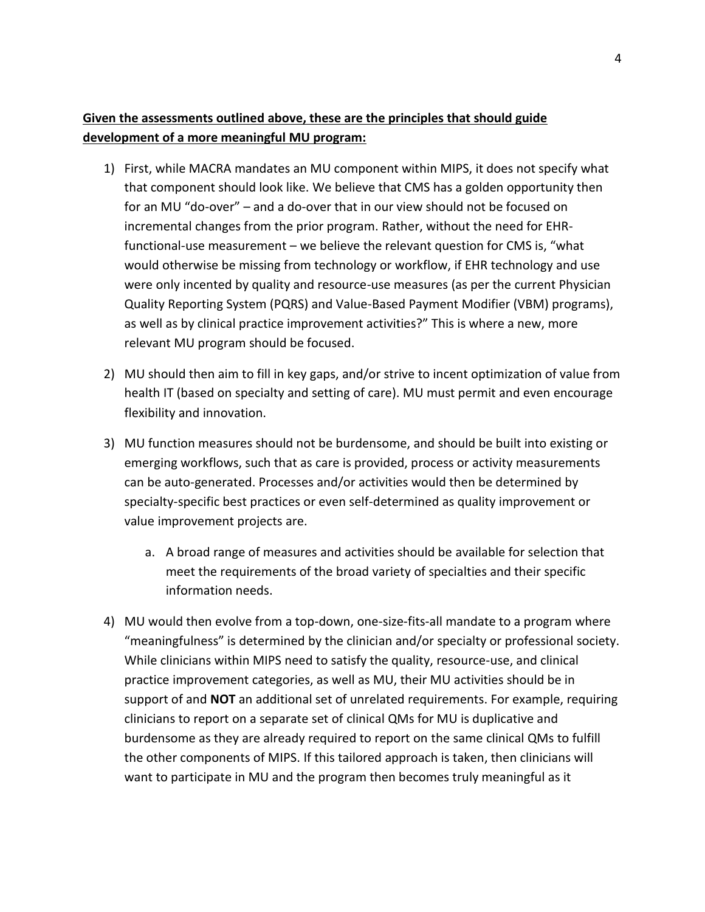**<u>Given the assessments outlined above, these are the principles that should guide development of a more meaningful MU program:</u>**

1) First, while MACRA mandates an MU component within MIPS, it does not specify what that component should look like. We believe that CMS has a golden opportunity then for an MU "do-over" – and a do-over that in our view should not be focused on incremental changes from the prior program. Rather, without the need for EHR-functional-use measurement – we believe the relevant question for CMS is, "what would otherwise be missing from technology or workflow, if EHR technology and use were only incented by quality and resource-use measures (as per the current Physician Quality Reporting System (PQRS) and Value-Based Payment Modifier (VBM) programs), as well as by clinical practice improvement activities?" This is where a new, more relevant MU program should be focused.

2) MU should then aim to fill in key gaps, and/or strive to incent optimization of value from health IT (based on specialty and setting of care). MU must permit and even encourage flexibility and innovation.

3) MU function measures should not be burdensome, and should be built into existing or emerging workflows, such that as care is provided, process or activity measurements can be auto-generated. Processes and/or activities would then be determined by specialty-specific best practices or even self-determined as quality improvement or value improvement projects are.

    a. A broad range of measures and activities should be available for selection that meet the requirements of the broad variety of specialties and their specific information needs.

4) MU would then evolve from a top-down, one-size-fits-all mandate to a program where "meaningfulness" is determined by the clinician and/or specialty or professional society. While clinicians within MIPS need to satisfy the quality, resource-use, and clinical practice improvement categories, as well as MU, their MU activities should be in support of and **NOT** an additional set of unrelated requirements. For example, requiring clinicians to report on a separate set of clinical QMs for MU is duplicative and burdensome as they are already required to report on the same clinical QMs to fulfill the other components of MIPS. If this tailored approach is taken, then clinicians will want to participate in MU and the program then becomes truly meaningful as it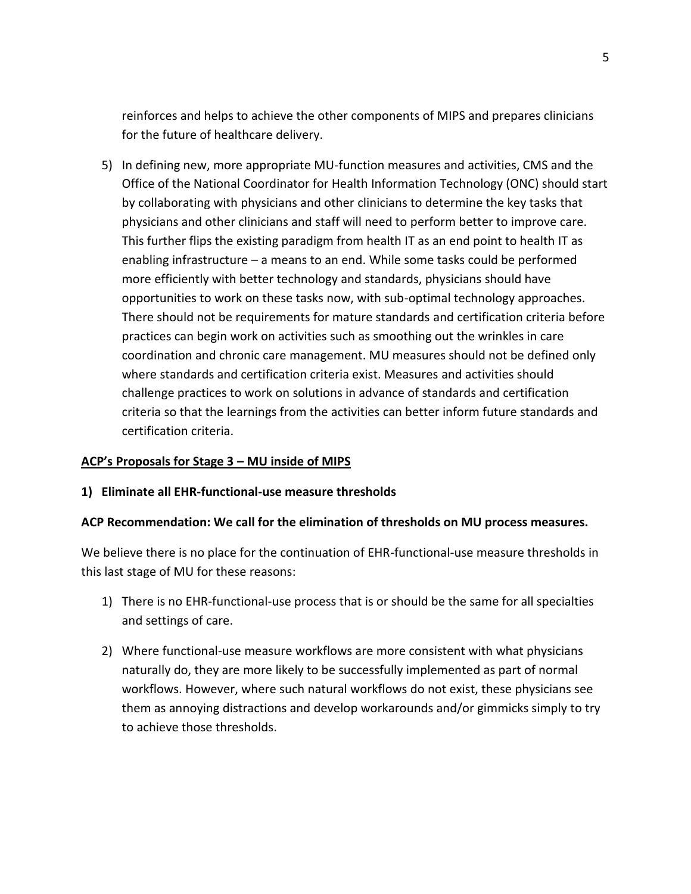reinforces and helps to achieve the other components of MIPS and prepares clinicians for the future of healthcare delivery.

5) In defining new, more appropriate MU-function measures and activities, CMS and the Office of the National Coordinator for Health Information Technology (ONC) should start by collaborating with physicians and other clinicians to determine the key tasks that physicians and other clinicians and staff will need to perform better to improve care. This further flips the existing paradigm from health IT as an end point to health IT as enabling infrastructure – a means to an end. While some tasks could be performed more efficiently with better technology and standards, physicians should have opportunities to work on these tasks now, with sub-optimal technology approaches. There should not be requirements for mature standards and certification criteria before practices can begin work on activities such as smoothing out the wrinkles in care coordination and chronic care management. MU measures should not be defined only where standards and certification criteria exist. Measures and activities should challenge practices to work on solutions in advance of standards and certification criteria so that the learnings from the activities can better inform future standards and certification criteria.

## ACP's Proposals for Stage 3 – MU inside of MIPS

### 1) Eliminate all EHR-functional-use measure thresholds

**ACP Recommendation: We call for the elimination of thresholds on MU process measures.**

We believe there is no place for the continuation of EHR-functional-use measure thresholds in this last stage of MU for these reasons:

1) There is no EHR-functional-use process that is or should be the same for all specialties and settings of care.

2) Where functional-use measure workflows are more consistent with what physicians naturally do, they are more likely to be successfully implemented as part of normal workflows. However, where such natural workflows do not exist, these physicians see them as annoying distractions and develop workarounds and/or gimmicks simply to try to achieve those thresholds.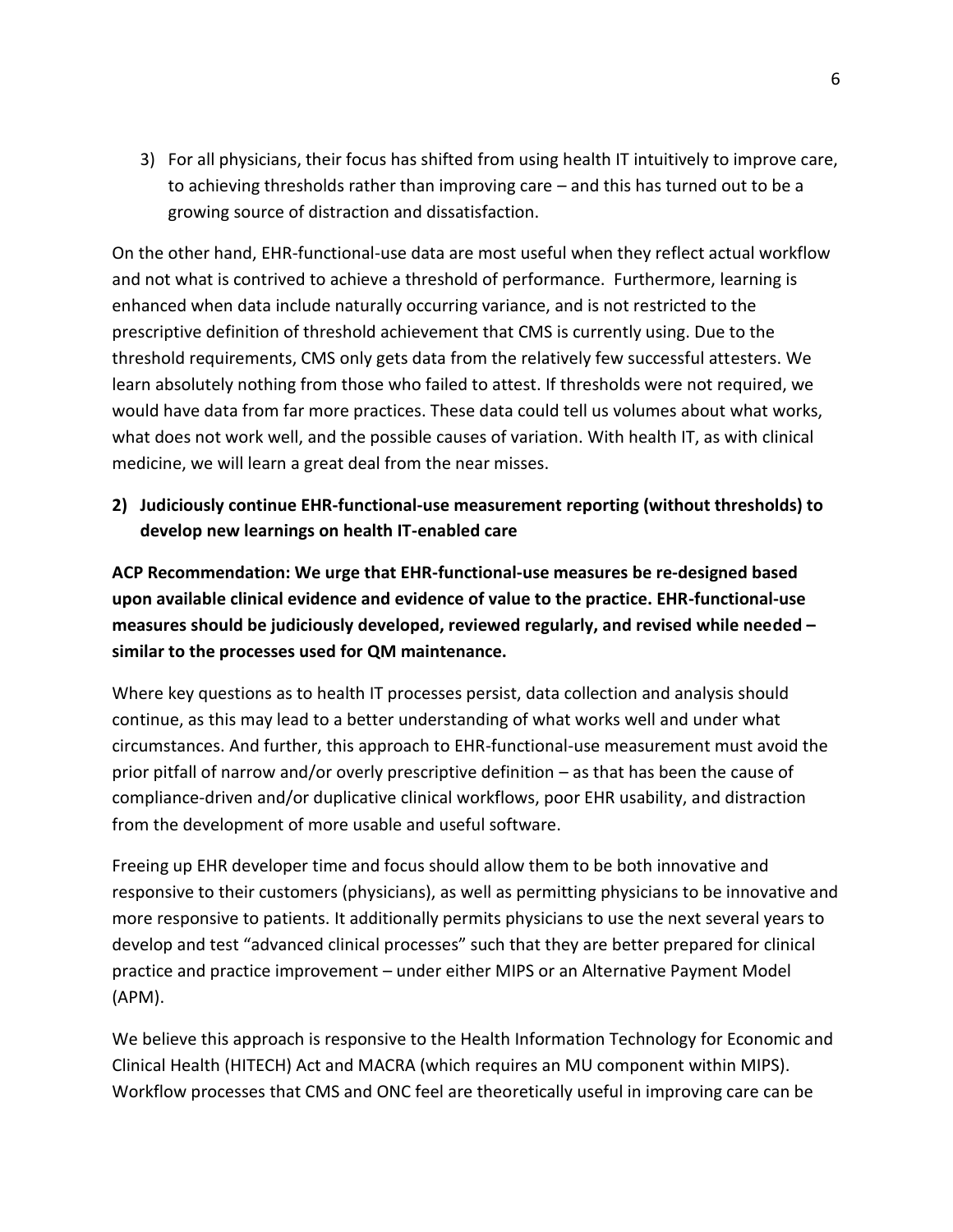3) For all physicians, their focus has shifted from using health IT intuitively to improve care, to achieving thresholds rather than improving care – and this has turned out to be a growing source of distraction and dissatisfaction.

On the other hand, EHR-functional-use data are most useful when they reflect actual workflow and not what is contrived to achieve a threshold of performance. Furthermore, learning is enhanced when data include naturally occurring variance, and is not restricted to the prescriptive definition of threshold achievement that CMS is currently using. Due to the threshold requirements, CMS only gets data from the relatively few successful attesters. We learn absolutely nothing from those who failed to attest. If thresholds were not required, we would have data from far more practices. These data could tell us volumes about what works, what does not work well, and the possible causes of variation. With health IT, as with clinical medicine, we will learn a great deal from the near misses.

**2) Judiciously continue EHR-functional-use measurement reporting (without thresholds) to develop new learnings on health IT-enabled care**

**ACP Recommendation: We urge that EHR-functional-use measures be re-designed based upon available clinical evidence and evidence of value to the practice. EHR-functional-use measures should be judiciously developed, reviewed regularly, and revised while needed – similar to the processes used for QM maintenance.**

Where key questions as to health IT processes persist, data collection and analysis should continue, as this may lead to a better understanding of what works well and under what circumstances. And further, this approach to EHR-functional-use measurement must avoid the prior pitfall of narrow and/or overly prescriptive definition – as that has been the cause of compliance-driven and/or duplicative clinical workflows, poor EHR usability, and distraction from the development of more usable and useful software.

Freeing up EHR developer time and focus should allow them to be both innovative and responsive to their customers (physicians), as well as permitting physicians to be innovative and more responsive to patients. It additionally permits physicians to use the next several years to develop and test "advanced clinical processes" such that they are better prepared for clinical practice and practice improvement – under either MIPS or an Alternative Payment Model (APM).

We believe this approach is responsive to the Health Information Technology for Economic and Clinical Health (HITECH) Act and MACRA (which requires an MU component within MIPS). Workflow processes that CMS and ONC feel are theoretically useful in improving care can be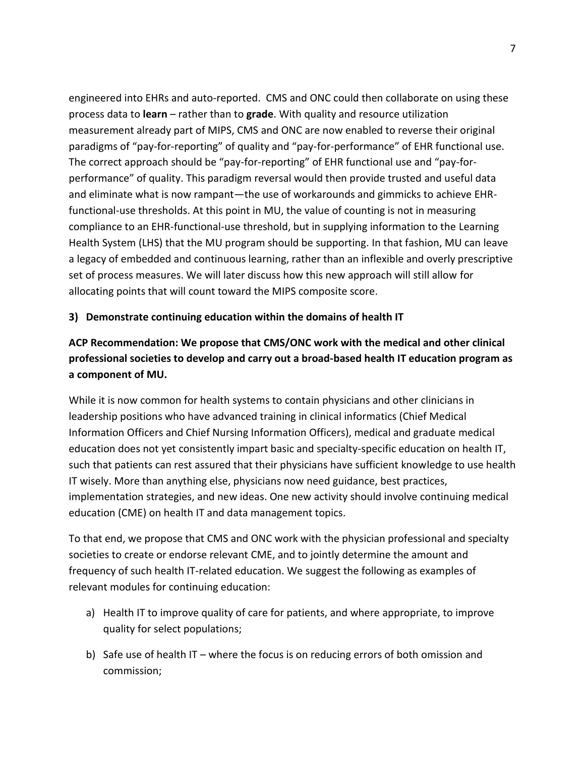engineered into EHRs and auto-reported. CMS and ONC could then collaborate on using these process data to **learn** – rather than to **grade**. With quality and resource utilization measurement already part of MIPS, CMS and ONC are now enabled to reverse their original paradigms of "pay-for-reporting" of quality and "pay-for-performance" of EHR functional use. The correct approach should be "pay-for-reporting" of EHR functional use and "pay-for-performance" of quality. This paradigm reversal would then provide trusted and useful data and eliminate what is now rampant—the use of workarounds and gimmicks to achieve EHR-functional-use thresholds. At this point in MU, the value of counting is not in measuring compliance to an EHR-functional-use threshold, but in supplying information to the Learning Health System (LHS) that the MU program should be supporting. In that fashion, MU can leave a legacy of embedded and continuous learning, rather than an inflexible and overly prescriptive set of process measures. We will later discuss how this new approach will still allow for allocating points that will count toward the MIPS composite score.

**3) Demonstrate continuing education within the domains of health IT**

**ACP Recommendation: We propose that CMS/ONC work with the medical and other clinical professional societies to develop and carry out a broad-based health IT education program as a component of MU.**

While it is now common for health systems to contain physicians and other clinicians in leadership positions who have advanced training in clinical informatics (Chief Medical Information Officers and Chief Nursing Information Officers), medical and graduate medical education does not yet consistently impart basic and specialty-specific education on health IT, such that patients can rest assured that their physicians have sufficient knowledge to use health IT wisely. More than anything else, physicians now need guidance, best practices, implementation strategies, and new ideas. One new activity should involve continuing medical education (CME) on health IT and data management topics.

To that end, we propose that CMS and ONC work with the physician professional and specialty societies to create or endorse relevant CME, and to jointly determine the amount and frequency of such health IT-related education. We suggest the following as examples of relevant modules for continuing education:

a) Health IT to improve quality of care for patients, and where appropriate, to improve quality for select populations;

b) Safe use of health IT – where the focus is on reducing errors of both omission and commission;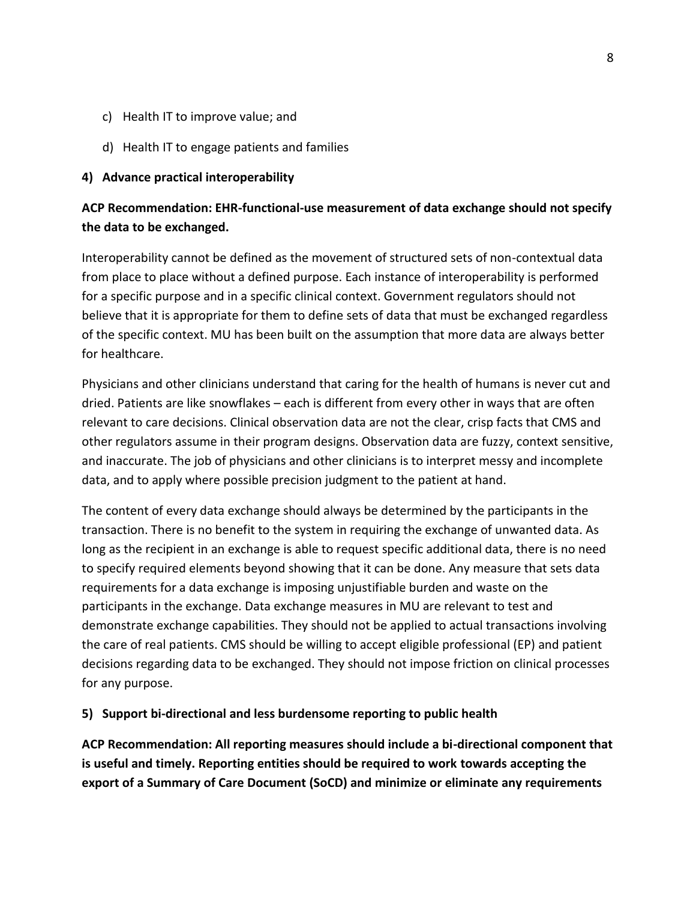c) Health IT to improve value; and

d) Health IT to engage patients and families

**4) Advance practical interoperability**

**ACP Recommendation: EHR-functional-use measurement of data exchange should not specify the data to be exchanged.**

Interoperability cannot be defined as the movement of structured sets of non-contextual data from place to place without a defined purpose. Each instance of interoperability is performed for a specific purpose and in a specific clinical context. Government regulators should not believe that it is appropriate for them to define sets of data that must be exchanged regardless of the specific context. MU has been built on the assumption that more data are always better for healthcare.

Physicians and other clinicians understand that caring for the health of humans is never cut and dried. Patients are like snowflakes – each is different from every other in ways that are often relevant to care decisions. Clinical observation data are not the clear, crisp facts that CMS and other regulators assume in their program designs. Observation data are fuzzy, context sensitive, and inaccurate. The job of physicians and other clinicians is to interpret messy and incomplete data, and to apply where possible precision judgment to the patient at hand.

The content of every data exchange should always be determined by the participants in the transaction. There is no benefit to the system in requiring the exchange of unwanted data. As long as the recipient in an exchange is able to request specific additional data, there is no need to specify required elements beyond showing that it can be done. Any measure that sets data requirements for a data exchange is imposing unjustifiable burden and waste on the participants in the exchange. Data exchange measures in MU are relevant to test and demonstrate exchange capabilities. They should not be applied to actual transactions involving the care of real patients. CMS should be willing to accept eligible professional (EP) and patient decisions regarding data to be exchanged. They should not impose friction on clinical processes for any purpose.

**5) Support bi-directional and less burdensome reporting to public health**

**ACP Recommendation: All reporting measures should include a bi-directional component that is useful and timely. Reporting entities should be required to work towards accepting the export of a Summary of Care Document (SoCD) and minimize or eliminate any requirements**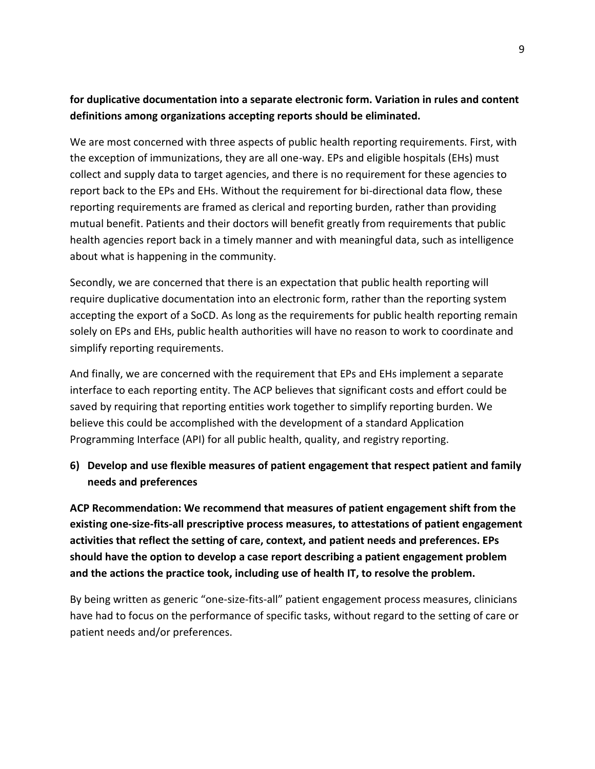**for duplicative documentation into a separate electronic form. Variation in rules and content definitions among organizations accepting reports should be eliminated.**

We are most concerned with three aspects of public health reporting requirements. First, with the exception of immunizations, they are all one-way. EPs and eligible hospitals (EHs) must collect and supply data to target agencies, and there is no requirement for these agencies to report back to the EPs and EHs. Without the requirement for bi-directional data flow, these reporting requirements are framed as clerical and reporting burden, rather than providing mutual benefit. Patients and their doctors will benefit greatly from requirements that public health agencies report back in a timely manner and with meaningful data, such as intelligence about what is happening in the community.

Secondly, we are concerned that there is an expectation that public health reporting will require duplicative documentation into an electronic form, rather than the reporting system accepting the export of a SoCD. As long as the requirements for public health reporting remain solely on EPs and EHs, public health authorities will have no reason to work to coordinate and simplify reporting requirements.

And finally, we are concerned with the requirement that EPs and EHs implement a separate interface to each reporting entity. The ACP believes that significant costs and effort could be saved by requiring that reporting entities work together to simplify reporting burden. We believe this could be accomplished with the development of a standard Application Programming Interface (API) for all public health, quality, and registry reporting.

### 6) Develop and use flexible measures of patient engagement that respect patient and family needs and preferences

**ACP Recommendation: We recommend that measures of patient engagement shift from the existing one-size-fits-all prescriptive process measures, to attestations of patient engagement activities that reflect the setting of care, context, and patient needs and preferences. EPs should have the option to develop a case report describing a patient engagement problem and the actions the practice took, including use of health IT, to resolve the problem.**

By being written as generic "one-size-fits-all" patient engagement process measures, clinicians have had to focus on the performance of specific tasks, without regard to the setting of care or patient needs and/or preferences.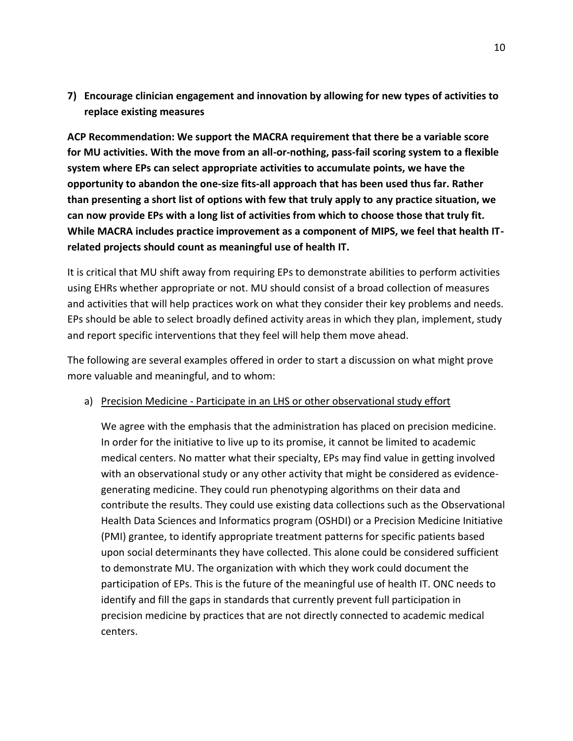**7) Encourage clinician engagement and innovation by allowing for new types of activities to replace existing measures**

**ACP Recommendation: We support the MACRA requirement that there be a variable score for MU activities. With the move from an all-or-nothing, pass-fail scoring system to a flexible system where EPs can select appropriate activities to accumulate points, we have the opportunity to abandon the one-size fits-all approach that has been used thus far. Rather than presenting a short list of options with few that truly apply to any practice situation, we can now provide EPs with a long list of activities from which to choose those that truly fit. While MACRA includes practice improvement as a component of MIPS, we feel that health IT-related projects should count as meaningful use of health IT.**

It is critical that MU shift away from requiring EPs to demonstrate abilities to perform activities using EHRs whether appropriate or not. MU should consist of a broad collection of measures and activities that will help practices work on what they consider their key problems and needs. EPs should be able to select broadly defined activity areas in which they plan, implement, study and report specific interventions that they feel will help them move ahead.

The following are several examples offered in order to start a discussion on what might prove more valuable and meaningful, and to whom:

a) <u>Precision Medicine - Participate in an LHS or other observational study effort</u>

   We agree with the emphasis that the administration has placed on precision medicine. In order for the initiative to live up to its promise, it cannot be limited to academic medical centers. No matter what their specialty, EPs may find value in getting involved with an observational study or any other activity that might be considered as evidence-generating medicine. They could run phenotyping algorithms on their data and contribute the results. They could use existing data collections such as the Observational Health Data Sciences and Informatics program (OSHDI) or a Precision Medicine Initiative (PMI) grantee, to identify appropriate treatment patterns for specific patients based upon social determinants they have collected. This alone could be considered sufficient to demonstrate MU. The organization with which they work could document the participation of EPs. This is the future of the meaningful use of health IT. ONC needs to identify and fill the gaps in standards that currently prevent full participation in precision medicine by practices that are not directly connected to academic medical centers.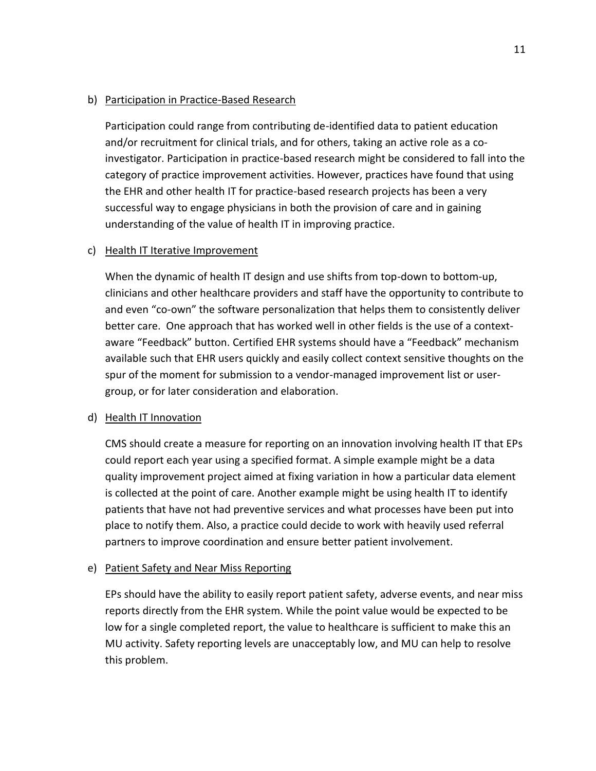b) Participation in Practice-Based Research

Participation could range from contributing de-identified data to patient education and/or recruitment for clinical trials, and for others, taking an active role as a co-investigator. Participation in practice-based research might be considered to fall into the category of practice improvement activities. However, practices have found that using the EHR and other health IT for practice-based research projects has been a very successful way to engage physicians in both the provision of care and in gaining understanding of the value of health IT in improving practice.

c) Health IT Iterative Improvement

When the dynamic of health IT design and use shifts from top-down to bottom-up, clinicians and other healthcare providers and staff have the opportunity to contribute to and even "co-own" the software personalization that helps them to consistently deliver better care. One approach that has worked well in other fields is the use of a context-aware "Feedback" button. Certified EHR systems should have a "Feedback" mechanism available such that EHR users quickly and easily collect context sensitive thoughts on the spur of the moment for submission to a vendor-managed improvement list or user-group, or for later consideration and elaboration.

d) Health IT Innovation

CMS should create a measure for reporting on an innovation involving health IT that EPs could report each year using a specified format. A simple example might be a data quality improvement project aimed at fixing variation in how a particular data element is collected at the point of care. Another example might be using health IT to identify patients that have not had preventive services and what processes have been put into place to notify them. Also, a practice could decide to work with heavily used referral partners to improve coordination and ensure better patient involvement.

e) Patient Safety and Near Miss Reporting

EPs should have the ability to easily report patient safety, adverse events, and near miss reports directly from the EHR system. While the point value would be expected to be low for a single completed report, the value to healthcare is sufficient to make this an MU activity. Safety reporting levels are unacceptably low, and MU can help to resolve this problem.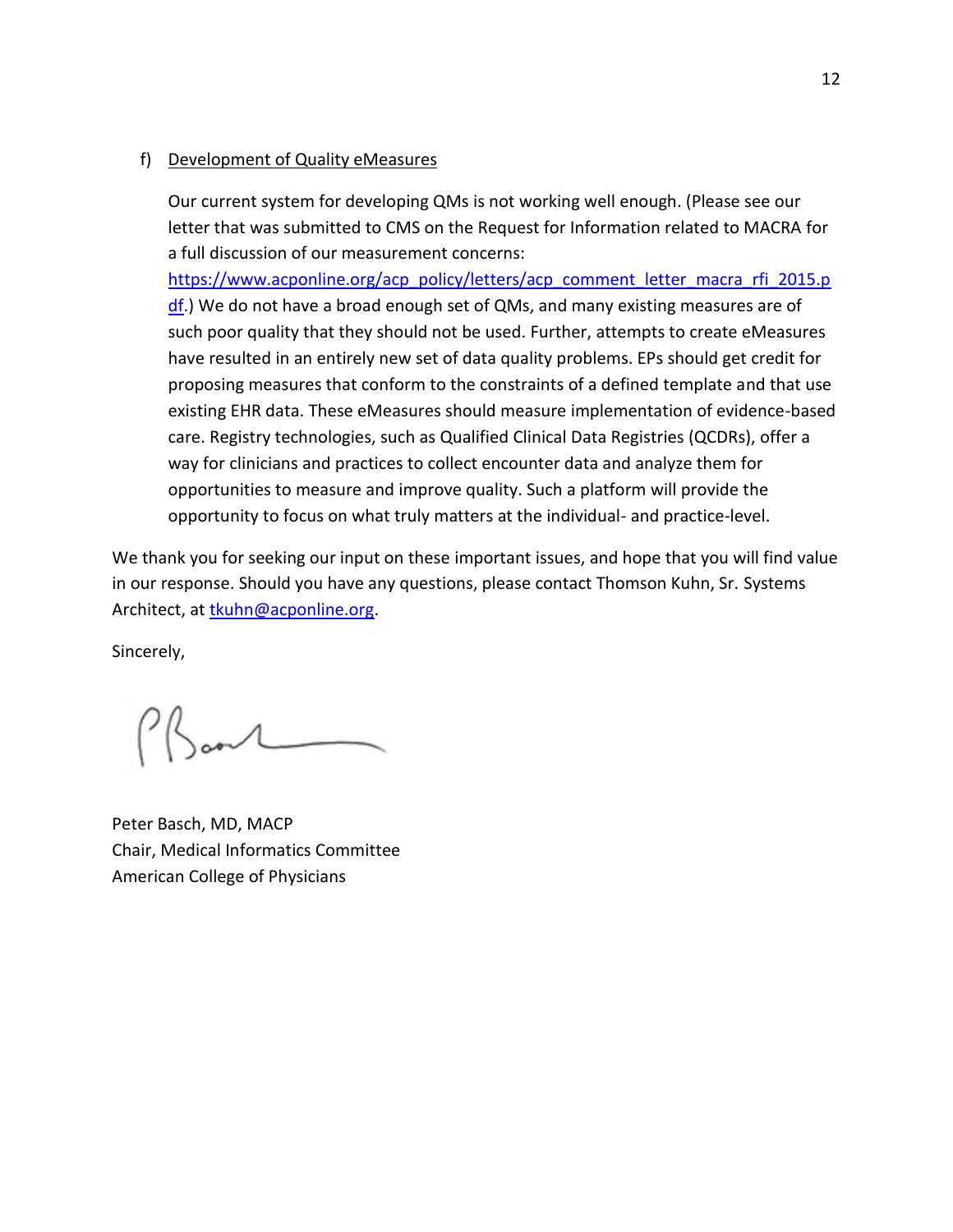f) Development of Quality eMeasures

Our current system for developing QMs is not working well enough. (Please see our letter that was submitted to CMS on the Request for Information related to MACRA for a full discussion of our measurement concerns: https://www.acponline.org/acp_policy/letters/acp_comment_letter_macra_rfi_2015.pdf.) We do not have a broad enough set of QMs, and many existing measures are of such poor quality that they should not be used. Further, attempts to create eMeasures have resulted in an entirely new set of data quality problems. EPs should get credit for proposing measures that conform to the constraints of a defined template and that use existing EHR data. These eMeasures should measure implementation of evidence-based care. Registry technologies, such as Qualified Clinical Data Registries (QCDRs), offer a way for clinicians and practices to collect encounter data and analyze them for opportunities to measure and improve quality. Such a platform will provide the opportunity to focus on what truly matters at the individual- and practice-level.

We thank you for seeking our input on these important issues, and hope that you will find value in our response. Should you have any questions, please contact Thomson Kuhn, Sr. Systems Architect, at tkuhn@acponline.org.

Sincerely,

Peter Basch, MD, MACP
Chair, Medical Informatics Committee
American College of Physicians